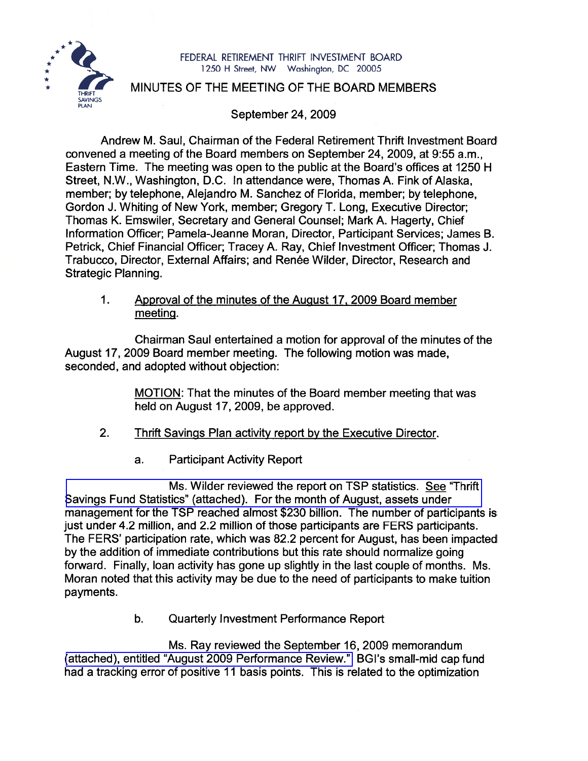FEDERAL RETIREMENT THRIFT INVESTMENT BOARD
1250 H Street, NW Washington, DC 20005

# MINUTES OF THE MEETING OF THE BOARD MEMBERS

September 24, 2009

Andrew M. Saul, Chairman of the Federal Retirement Thrift Investment Board convened a meeting of the Board members on September 24, 2009, at 9:55 a.m., Eastern Time. The meeting was open to the public at the Board's offices at 1250 H Street, N.W., Washington, D.C. In attendance were, Thomas A. Fink of Alaska, member; by telephone, Alejandro M. Sanchez of Florida, member; by telephone, Gordon J. Whiting of New York, member; Gregory T. Long, Executive Director; Thomas K. Emswiler, Secretary and General Counsel; Mark A. Hagerty, Chief Information Officer; Pamela-Jeanne Moran, Director, Participant Services; James B. Petrick, Chief Financial Officer; Tracey A. Ray, Chief Investment Officer; Thomas J. Trabucco, Director, External Affairs; and Renée Wilder, Director, Research and Strategic Planning.

1. Approval of the minutes of the August 17, 2009 Board member meeting.

Chairman Saul entertained a motion for approval of the minutes of the August 17, 2009 Board member meeting. The following motion was made, seconded, and adopted without objection:

> MOTION: That the minutes of the Board member meeting that was held on August 17, 2009, be approved.

2. Thrift Savings Plan activity report by the Executive Director.

   a. Participant Activity Report

Ms. Wilder reviewed the report on TSP statistics. See "Thrift Savings Fund Statistics" (attached). For the month of August, assets under management for the TSP reached almost $230 billion. The number of participants is just under 4.2 million, and 2.2 million of those participants are FERS participants. The FERS' participation rate, which was 82.2 percent for August, has been impacted by the addition of immediate contributions but this rate should normalize going forward. Finally, loan activity has gone up slightly in the last couple of months. Ms. Moran noted that this activity may be due to the need of participants to make tuition payments.

   b. Quarterly Investment Performance Report

Ms. Ray reviewed the September 16, 2009 memorandum (attached), entitled "August 2009 Performance Review." BGI's small-mid cap fund had a tracking error of positive 11 basis points. This is related to the optimization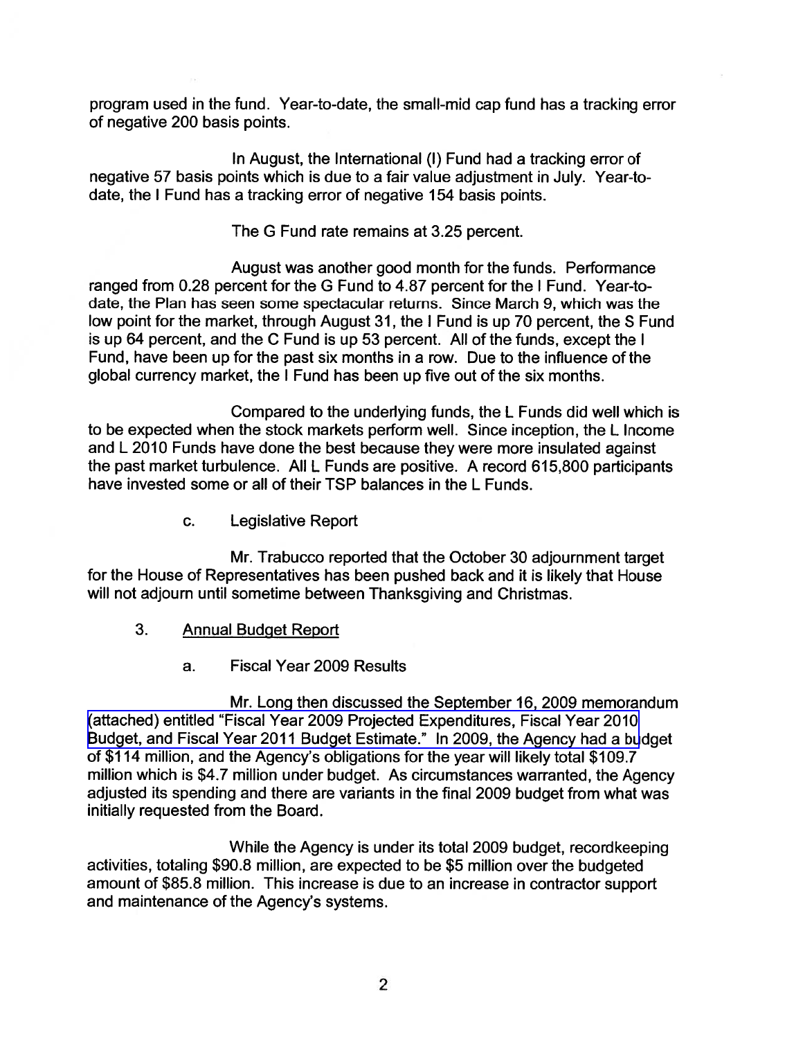program used in the fund. Year-to-date, the small-mid cap fund has a tracking error of negative 200 basis points.

In August, the International (I) Fund had a tracking error of negative 57 basis points which is due to a fair value adjustment in July. Year-to-date, the I Fund has a tracking error of negative 154 basis points.

The G Fund rate remains at 3.25 percent.

August was another good month for the funds. Performance ranged from 0.28 percent for the G Fund to 4.87 percent for the I Fund. Year-to-date, the Plan has seen some spectacular returns. Since March 9, which was the low point for the market, through August 31, the I Fund is up 70 percent, the S Fund is up 64 percent, and the C Fund is up 53 percent. All of the funds, except the I Fund, have been up for the past six months in a row. Due to the influence of the global currency market, the I Fund has been up five out of the six months.

Compared to the underlying funds, the L Funds did well which is to be expected when the stock markets perform well. Since inception, the L Income and L 2010 Funds have done the best because they were more insulated against the past market turbulence. All L Funds are positive. A record 615,800 participants have invested some or all of their TSP balances in the L Funds.

c. Legislative Report

Mr. Trabucco reported that the October 30 adjournment target for the House of Representatives has been pushed back and it is likely that House will not adjourn until sometime between Thanksgiving and Christmas.

3. <u>Annual Budget Report</u>

a. Fiscal Year 2009 Results

Mr. Long then discussed the September 16, 2009 memorandum (attached) entitled "Fiscal Year 2009 Projected Expenditures, Fiscal Year 2010 Budget, and Fiscal Year 2011 Budget Estimate." In 2009, the Agency had a budget of $114 million, and the Agency's obligations for the year will likely total $109.7 million which is $4.7 million under budget. As circumstances warranted, the Agency adjusted its spending and there are variants in the final 2009 budget from what was initially requested from the Board.

While the Agency is under its total 2009 budget, recordkeeping activities, totaling $90.8 million, are expected to be $5 million over the budgeted amount of $85.8 million. This increase is due to an increase in contractor support and maintenance of the Agency's systems.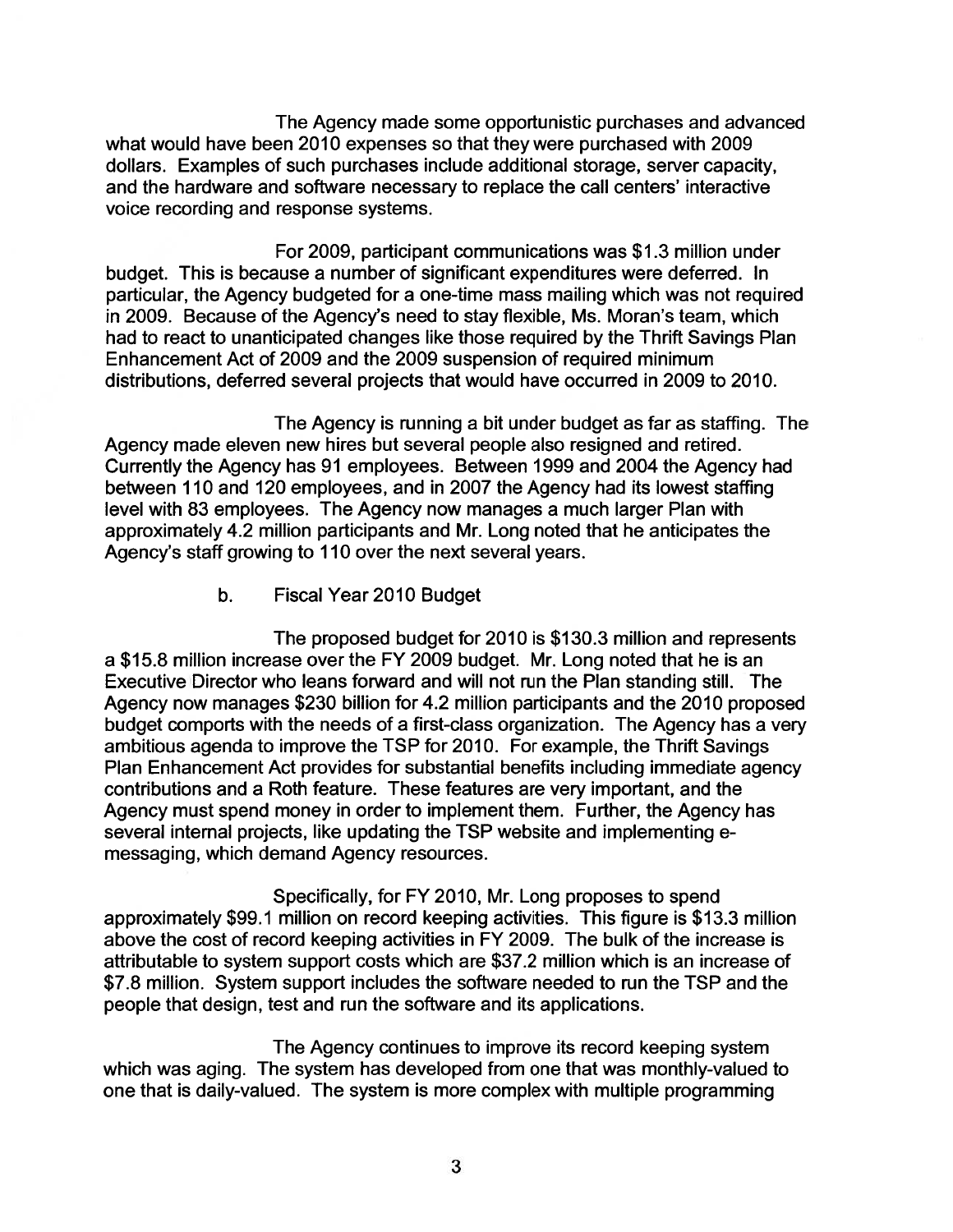The Agency made some opportunistic purchases and advanced what would have been 2010 expenses so that they were purchased with 2009 dollars. Examples of such purchases include additional storage, server capacity, and the hardware and software necessary to replace the call centers' interactive voice recording and response systems.

For 2009, participant communications was $1.3 million under budget. This is because a number of significant expenditures were deferred. In particular, the Agency budgeted for a one-time mass mailing which was not required in 2009. Because of the Agency's need to stay flexible, Ms. Moran's team, which had to react to unanticipated changes like those required by the Thrift Savings Plan Enhancement Act of 2009 and the 2009 suspension of required minimum distributions, deferred several projects that would have occurred in 2009 to 2010.

The Agency is running a bit under budget as far as staffing. The Agency made eleven new hires but several people also resigned and retired. Currently the Agency has 91 employees. Between 1999 and 2004 the Agency had between 110 and 120 employees, and in 2007 the Agency had its lowest staffing level with 83 employees. The Agency now manages a much larger Plan with approximately 4.2 million participants and Mr. Long noted that he anticipates the Agency's staff growing to 110 over the next several years.

b. Fiscal Year 2010 Budget

The proposed budget for 2010 is $130.3 million and represents a $15.8 million increase over the FY 2009 budget. Mr. Long noted that he is an Executive Director who leans forward and will not run the Plan standing still. The Agency now manages $230 billion for 4.2 million participants and the 2010 proposed budget comports with the needs of a first-class organization. The Agency has a very ambitious agenda to improve the TSP for 2010. For example, the Thrift Savings Plan Enhancement Act provides for substantial benefits including immediate agency contributions and a Roth feature. These features are very important, and the Agency must spend money in order to implement them. Further, the Agency has several internal projects, like updating the TSP website and implementing e-messaging, which demand Agency resources.

Specifically, for FY 2010, Mr. Long proposes to spend approximately $99.1 million on record keeping activities. This figure is $13.3 million above the cost of record keeping activities in FY 2009. The bulk of the increase is attributable to system support costs which are $37.2 million which is an increase of $7.8 million. System support includes the software needed to run the TSP and the people that design, test and run the software and its applications.

The Agency continues to improve its record keeping system which was aging. The system has developed from one that was monthly-valued to one that is daily-valued. The system is more complex with multiple programming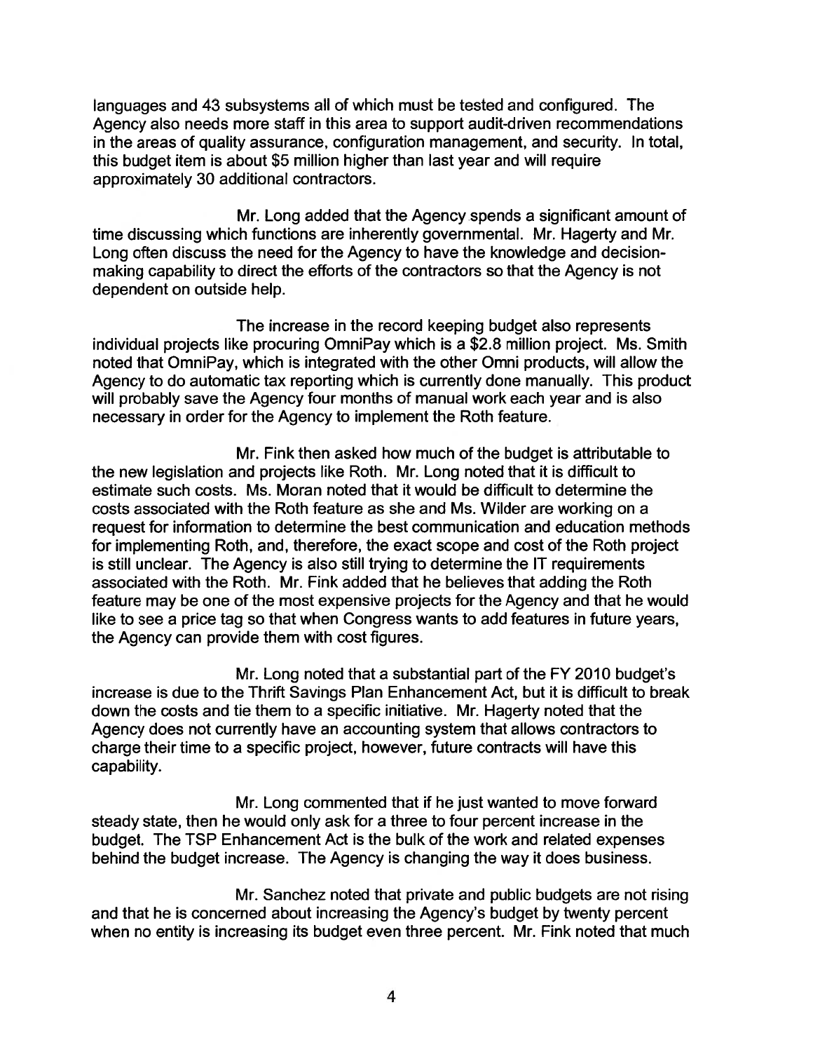languages and 43 subsystems all of which must be tested and configured. The Agency also needs more staff in this area to support audit-driven recommendations in the areas of quality assurance, configuration management, and security. In total, this budget item is about $5 million higher than last year and will require approximately 30 additional contractors.

Mr. Long added that the Agency spends a significant amount of time discussing which functions are inherently governmental. Mr. Hagerty and Mr. Long often discuss the need for the Agency to have the knowledge and decision-making capability to direct the efforts of the contractors so that the Agency is not dependent on outside help.

The increase in the record keeping budget also represents individual projects like procuring OmniPay which is a $2.8 million project. Ms. Smith noted that OmniPay, which is integrated with the other Omni products, will allow the Agency to do automatic tax reporting which is currently done manually. This product will probably save the Agency four months of manual work each year and is also necessary in order for the Agency to implement the Roth feature.

Mr. Fink then asked how much of the budget is attributable to the new legislation and projects like Roth. Mr. Long noted that it is difficult to estimate such costs. Ms. Moran noted that it would be difficult to determine the costs associated with the Roth feature as she and Ms. Wilder are working on a request for information to determine the best communication and education methods for implementing Roth, and, therefore, the exact scope and cost of the Roth project is still unclear. The Agency is also still trying to determine the IT requirements associated with the Roth. Mr. Fink added that he believes that adding the Roth feature may be one of the most expensive projects for the Agency and that he would like to see a price tag so that when Congress wants to add features in future years, the Agency can provide them with cost figures.

Mr. Long noted that a substantial part of the FY 2010 budget's increase is due to the Thrift Savings Plan Enhancement Act, but it is difficult to break down the costs and tie them to a specific initiative. Mr. Hagerty noted that the Agency does not currently have an accounting system that allows contractors to charge their time to a specific project, however, future contracts will have this capability.

Mr. Long commented that if he just wanted to move forward steady state, then he would only ask for a three to four percent increase in the budget. The TSP Enhancement Act is the bulk of the work and related expenses behind the budget increase. The Agency is changing the way it does business.

Mr. Sanchez noted that private and public budgets are not rising and that he is concerned about increasing the Agency's budget by twenty percent when no entity is increasing its budget even three percent. Mr. Fink noted that much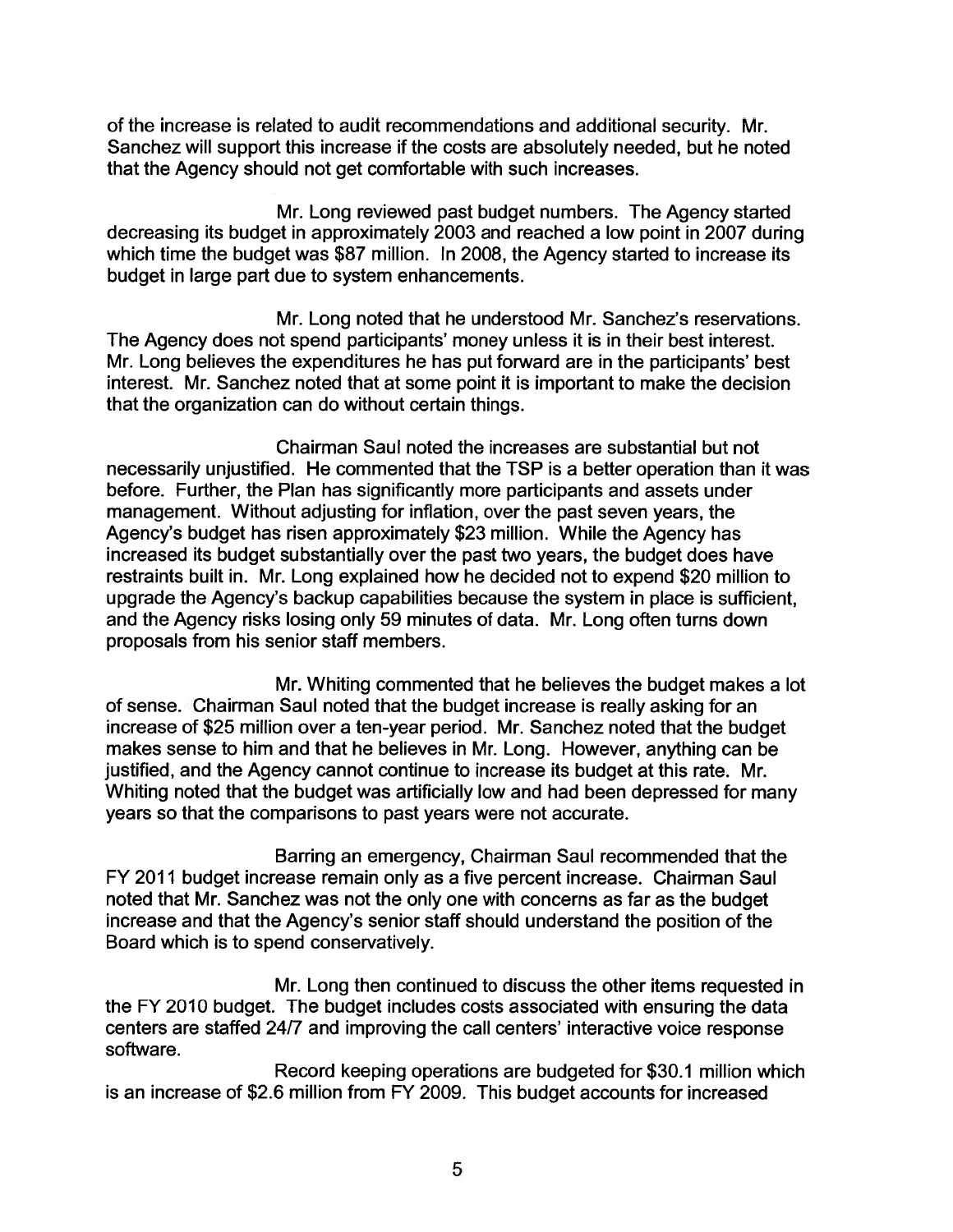of the increase is related to audit recommendations and additional security. Mr. Sanchez will support this increase if the costs are absolutely needed, but he noted that the Agency should not get comfortable with such increases.

Mr. Long reviewed past budget numbers. The Agency started decreasing its budget in approximately 2003 and reached a low point in 2007 during which time the budget was $87 million. In 2008, the Agency started to increase its budget in large part due to system enhancements.

Mr. Long noted that he understood Mr. Sanchez's reservations. The Agency does not spend participants' money unless it is in their best interest. Mr. Long believes the expenditures he has put forward are in the participants' best interest. Mr. Sanchez noted that at some point it is important to make the decision that the organization can do without certain things.

Chairman Saul noted the increases are substantial but not necessarily unjustified. He commented that the TSP is a better operation than it was before. Further, the Plan has significantly more participants and assets under management. Without adjusting for inflation, over the past seven years, the Agency's budget has risen approximately $23 million. While the Agency has increased its budget substantially over the past two years, the budget does have restraints built in. Mr. Long explained how he decided not to expend $20 million to upgrade the Agency's backup capabilities because the system in place is sufficient, and the Agency risks losing only 59 minutes of data. Mr. Long often turns down proposals from his senior staff members.

Mr. Whiting commented that he believes the budget makes a lot of sense. Chairman Saul noted that the budget increase is really asking for an increase of $25 million over a ten-year period. Mr. Sanchez noted that the budget makes sense to him and that he believes in Mr. Long. However, anything can be justified, and the Agency cannot continue to increase its budget at this rate. Mr. Whiting noted that the budget was artificially low and had been depressed for many years so that the comparisons to past years were not accurate.

Barring an emergency, Chairman Saul recommended that the FY 2011 budget increase remain only as a five percent increase. Chairman Saul noted that Mr. Sanchez was not the only one with concerns as far as the budget increase and that the Agency's senior staff should understand the position of the Board which is to spend conservatively.

Mr. Long then continued to discuss the other items requested in the FY 2010 budget. The budget includes costs associated with ensuring the data centers are staffed 24/7 and improving the call centers' interactive voice response software.

Record keeping operations are budgeted for $30.1 million which is an increase of $2.6 million from FY 2009. This budget accounts for increased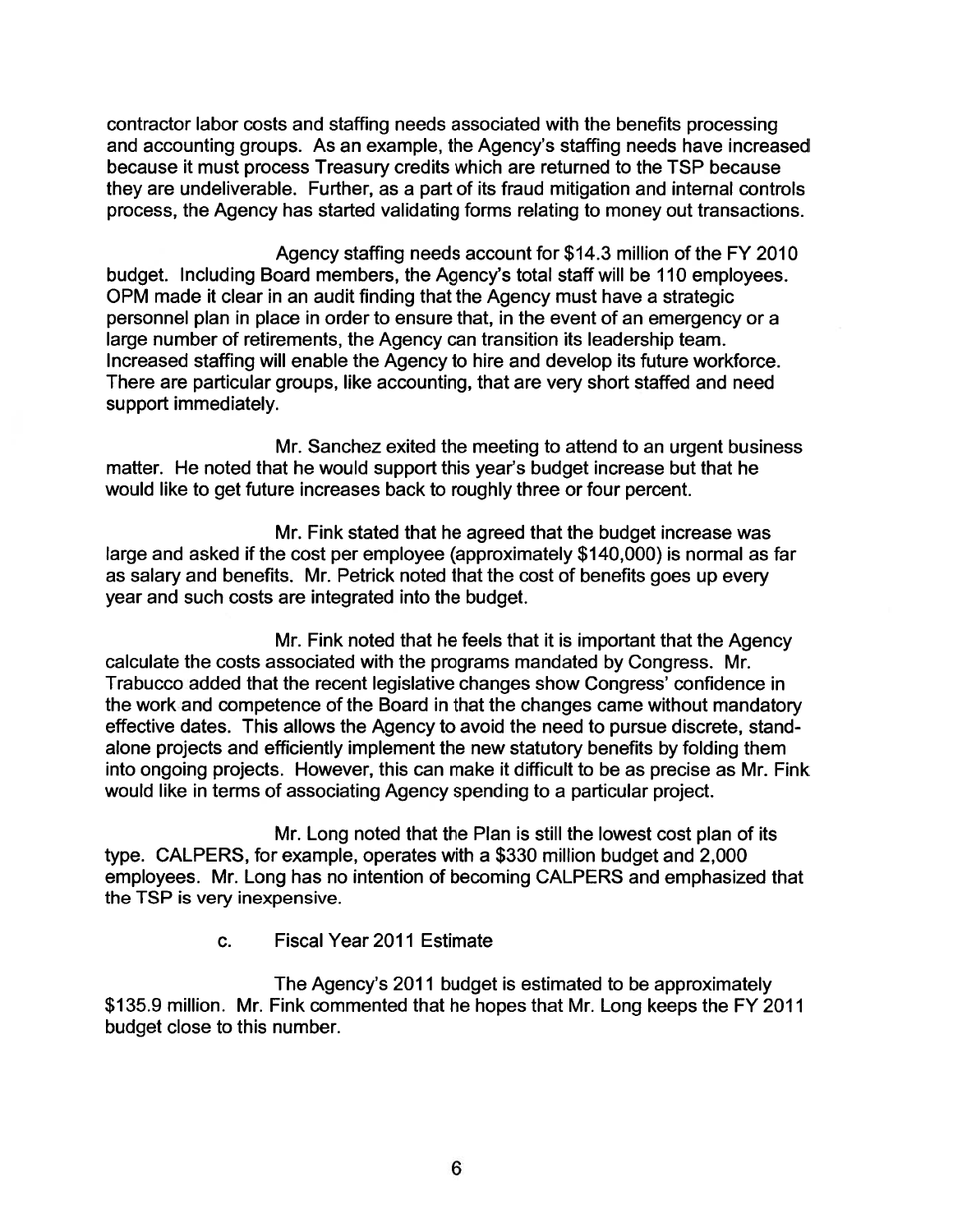contractor labor costs and staffing needs associated with the benefits processing and accounting groups. As an example, the Agency's staffing needs have increased because it must process Treasury credits which are returned to the TSP because they are undeliverable. Further, as a part of its fraud mitigation and internal controls process, the Agency has started validating forms relating to money out transactions.

Agency staffing needs account for $14.3 million of the FY 2010 budget. Including Board members, the Agency's total staff will be 110 employees. OPM made it clear in an audit finding that the Agency must have a strategic personnel plan in place in order to ensure that, in the event of an emergency or a large number of retirements, the Agency can transition its leadership team. Increased staffing will enable the Agency to hire and develop its future workforce. There are particular groups, like accounting, that are very short staffed and need support immediately.

Mr. Sanchez exited the meeting to attend to an urgent business matter. He noted that he would support this year's budget increase but that he would like to get future increases back to roughly three or four percent.

Mr. Fink stated that he agreed that the budget increase was large and asked if the cost per employee (approximately $140,000) is normal as far as salary and benefits. Mr. Petrick noted that the cost of benefits goes up every year and such costs are integrated into the budget.

Mr. Fink noted that he feels that it is important that the Agency calculate the costs associated with the programs mandated by Congress. Mr. Trabucco added that the recent legislative changes show Congress' confidence in the work and competence of the Board in that the changes came without mandatory effective dates. This allows the Agency to avoid the need to pursue discrete, stand-alone projects and efficiently implement the new statutory benefits by folding them into ongoing projects. However, this can make it difficult to be as precise as Mr. Fink would like in terms of associating Agency spending to a particular project.

Mr. Long noted that the Plan is still the lowest cost plan of its type. CALPERS, for example, operates with a $330 million budget and 2,000 employees. Mr. Long has no intention of becoming CALPERS and emphasized that the TSP is very inexpensive.

c. Fiscal Year 2011 Estimate

The Agency's 2011 budget is estimated to be approximately $135.9 million. Mr. Fink commented that he hopes that Mr. Long keeps the FY 2011 budget close to this number.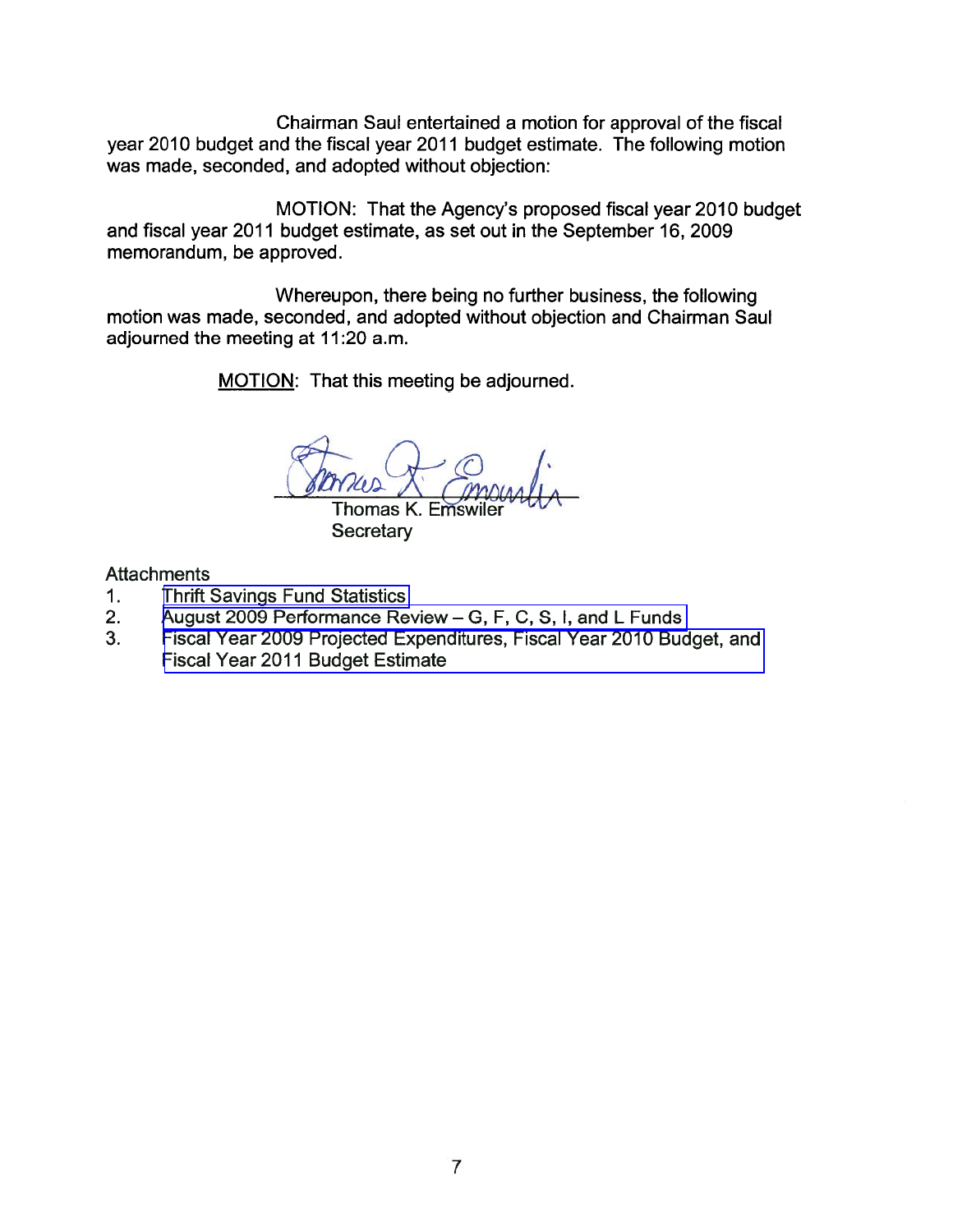Chairman Saul entertained a motion for approval of the fiscal year 2010 budget and the fiscal year 2011 budget estimate. The following motion was made, seconded, and adopted without objection:

MOTION: That the Agency's proposed fiscal year 2010 budget and fiscal year 2011 budget estimate, as set out in the September 16, 2009 memorandum, be approved.

Whereupon, there being no further business, the following motion was made, seconded, and adopted without objection and Chairman Saul adjourned the meeting at 11:20 a.m.

MOTION: That this meeting be adjourned.

Thomas K. Emswiler
Secretary

Attachments

1. Thrift Savings Fund Statistics
2. August 2009 Performance Review – G, F, C, S, I, and L Funds
3. Fiscal Year 2009 Projected Expenditures, Fiscal Year 2010 Budget, and Fiscal Year 2011 Budget Estimate